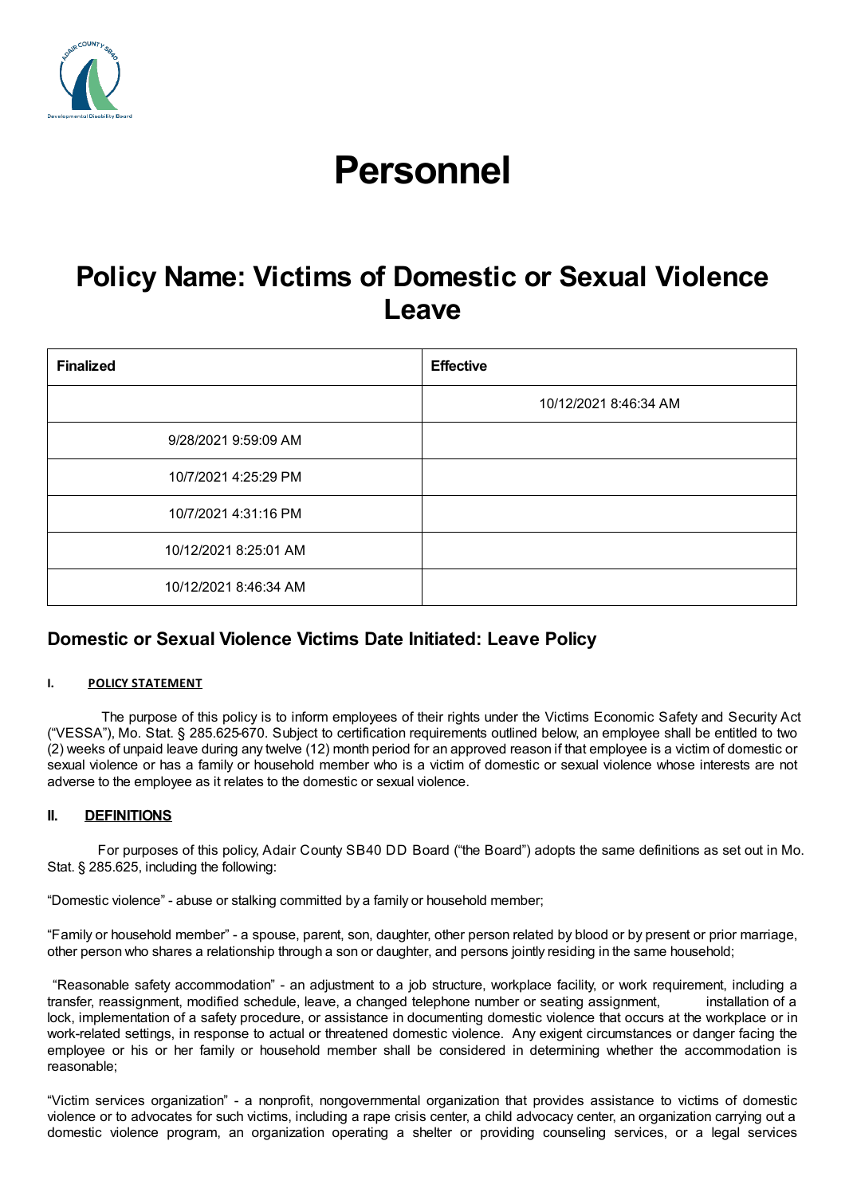# Personnel

## Policy Name: Victims of Domestic or Sexual Violence Leave

| Finalized | Effective |
| --- | --- |
| | 10/12/2021 8:46:34 AM |
| 9/28/2021 9:59:09 AM | |
| 10/7/2021 4:25:29 PM | |
| 10/7/2021 4:31:16 PM | |
| 10/12/2021 8:25:01 AM | |
| 10/12/2021 8:46:34 AM | |

### Domestic or Sexual Violence Victims Date Initiated: Leave Policy

**I. POLICY STATEMENT**

The purpose of this policy is to inform employees of their rights under the Victims Economic Safety and Security Act ("VESSA"), Mo. Stat. § 285.625-670. Subject to certification requirements outlined below, an employee shall be entitled to two (2) weeks of unpaid leave during any twelve (12) month period for an approved reason if that employee is a victim of domestic or sexual violence or has a family or household member who is a victim of domestic or sexual violence whose interests are not adverse to the employee as it relates to the domestic or sexual violence.

**II. DEFINITIONS**

For purposes of this policy, Adair County SB40 DD Board ("the Board") adopts the same definitions as set out in Mo. Stat. § 285.625, including the following:

"Domestic violence" - abuse or stalking committed by a family or household member;

"Family or household member" - a spouse, parent, son, daughter, other person related by blood or by present or prior marriage, other person who shares a relationship through a son or daughter, and persons jointly residing in the same household;

"Reasonable safety accommodation" - an adjustment to a job structure, workplace facility, or work requirement, including a transfer, reassignment, modified schedule, leave, a changed telephone number or seating assignment, installation of a lock, implementation of a safety procedure, or assistance in documenting domestic violence that occurs at the workplace or in work-related settings, in response to actual or threatened domestic violence. Any exigent circumstances or danger facing the employee or his or her family or household member shall be considered in determining whether the accommodation is reasonable;

"Victim services organization" - a nonprofit, nongovernmental organization that provides assistance to victims of domestic violence or to advocates for such victims, including a rape crisis center, a child advocacy center, an organization carrying out a domestic violence program, an organization operating a shelter or providing counseling services, or a legal services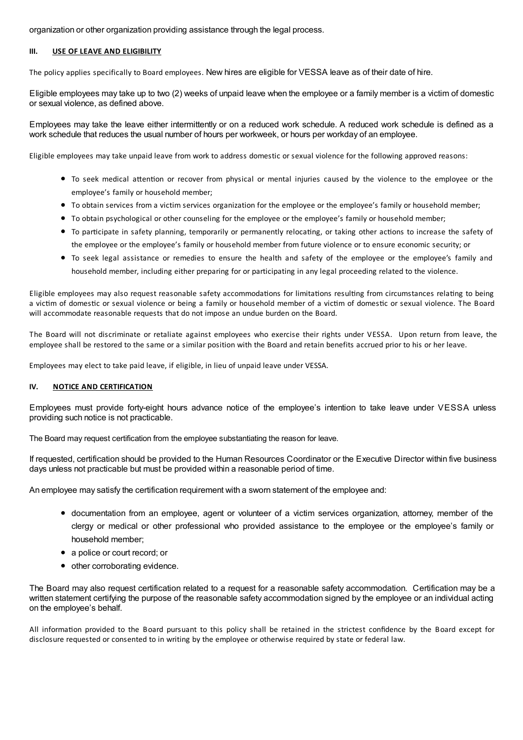organization or other organization providing assistance through the legal process.

## III. USE OF LEAVE AND ELIGIBILITY

The policy applies specifically to Board employees. New hires are eligible for VESSA leave as of their date of hire.

Eligible employees may take up to two (2) weeks of unpaid leave when the employee or a family member is a victim of domestic or sexual violence, as defined above.

Employees may take the leave either intermittently or on a reduced work schedule. A reduced work schedule is defined as a work schedule that reduces the usual number of hours per workweek, or hours per workday of an employee.

Eligible employees may take unpaid leave from work to address domestic or sexual violence for the following approved reasons:

- To seek medical attention or recover from physical or mental injuries caused by the violence to the employee or the employee's family or household member;
- To obtain services from a victim services organization for the employee or the employee's family or household member;
- To obtain psychological or other counseling for the employee or the employee's family or household member;
- To participate in safety planning, temporarily or permanently relocating, or taking other actions to increase the safety of the employee or the employee's family or household member from future violence or to ensure economic security; or
- To seek legal assistance or remedies to ensure the health and safety of the employee or the employee's family and household member, including either preparing for or participating in any legal proceeding related to the violence.

Eligible employees may also request reasonable safety accommodations for limitations resulting from circumstances relating to being a victim of domestic or sexual violence or being a family or household member of a victim of domestic or sexual violence. The Board will accommodate reasonable requests that do not impose an undue burden on the Board.

The Board will not discriminate or retaliate against employees who exercise their rights under VESSA. Upon return from leave, the employee shall be restored to the same or a similar position with the Board and retain benefits accrued prior to his or her leave.

Employees may elect to take paid leave, if eligible, in lieu of unpaid leave under VESSA.

## IV. NOTICE AND CERTIFICATION

Employees must provide forty-eight hours advance notice of the employee's intention to take leave under VESSA unless providing such notice is not practicable.

The Board may request certification from the employee substantiating the reason for leave.

If requested, certification should be provided to the Human Resources Coordinator or the Executive Director within five business days unless not practicable but must be provided within a reasonable period of time.

An employee may satisfy the certification requirement with a sworn statement of the employee and:

- documentation from an employee, agent or volunteer of a victim services organization, attorney, member of the clergy or medical or other professional who provided assistance to the employee or the employee's family or household member;
- a police or court record; or
- other corroborating evidence.

The Board may also request certification related to a request for a reasonable safety accommodation. Certification may be a written statement certifying the purpose of the reasonable safety accommodation signed by the employee or an individual acting on the employee's behalf.

All information provided to the Board pursuant to this policy shall be retained in the strictest confidence by the Board except for disclosure requested or consented to in writing by the employee or otherwise required by state or federal law.